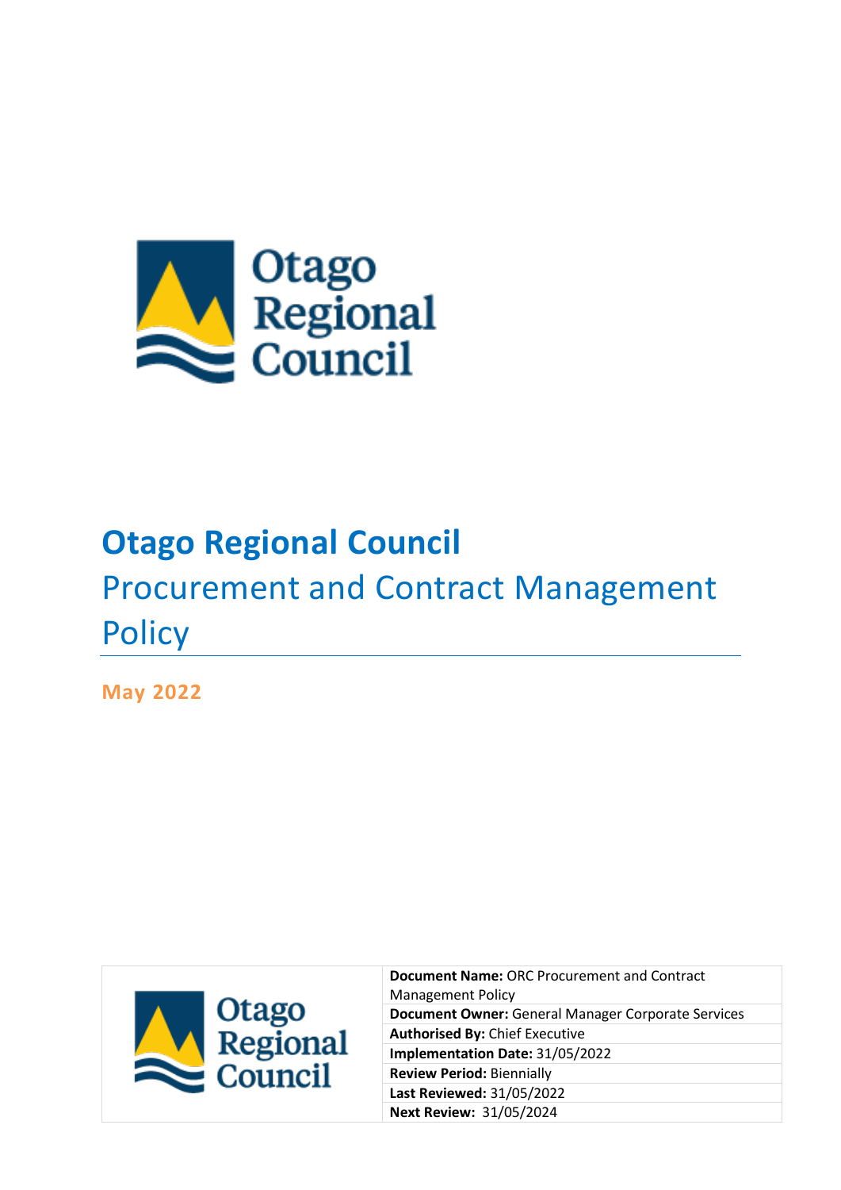# Otago Regional Council

## Procurement and Contract Management Policy

**May 2022**

| | |
|---|---|
| | **Document Name:** ORC Procurement and Contract Management Policy |
| | **Document Owner:** General Manager Corporate Services |
| | **Authorised By:** Chief Executive |
| | **Implementation Date:** 31/05/2022 |
| | **Review Period:** Biennially |
| | **Last Reviewed:** 31/05/2022 |
| | **Next Review:** 31/05/2024 |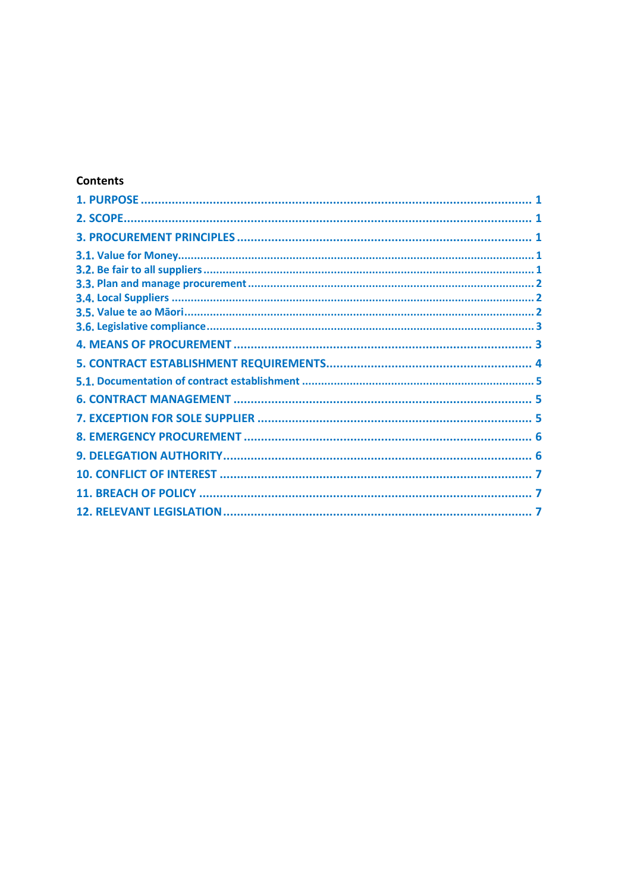**Contents**

1. PURPOSE ..................................................................................................... 1

2. SCOPE ......................................................................................................... 1

3. PROCUREMENT PRINCIPLES ..................................................................... 1

- 3.1. Value for Money .................................................................................. 1
- 3.2. Be fair to all suppliers .......................................................................... 1
- 3.3. Plan and manage procurement ............................................................ 2
- 3.4. Local Suppliers .................................................................................... 2
- 3.5. Value te ao Māori ................................................................................. 2
- 3.6. Legislative compliance ......................................................................... 3

4. MEANS OF PROCUREMENT ....................................................................... 3

5. CONTRACT ESTABLISHMENT REQUIREMENTS ........................................ 4

- 5.1. Documentation of contract establishment ............................................ 5

6. CONTRACT MANAGEMENT ....................................................................... 5

7. EXCEPTION FOR SOLE SUPPLIER ............................................................ 5

8. EMERGENCY PROCUREMENT .................................................................. 6

9. DELEGATION AUTHORITY ......................................................................... 6

10. CONFLICT OF INTEREST ......................................................................... 7

11. BREACH OF POLICY ................................................................................ 7

12. RELEVANT LEGISLATION ......................................................................... 7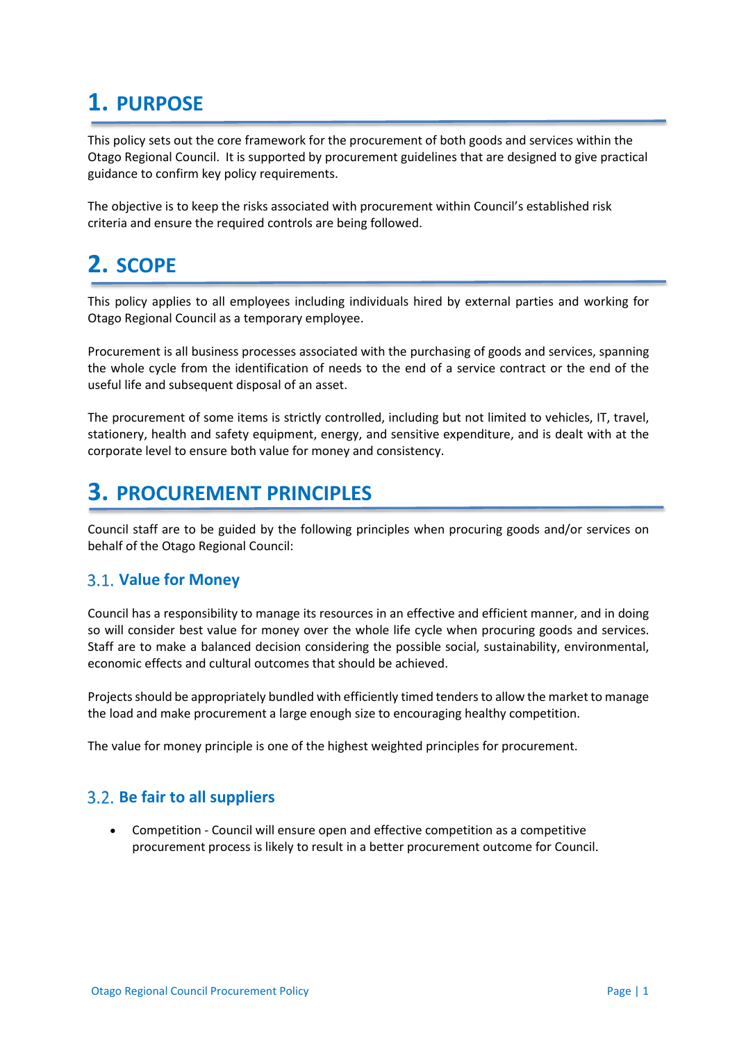# 1. PURPOSE

This policy sets out the core framework for the procurement of both goods and services within the Otago Regional Council. It is supported by procurement guidelines that are designed to give practical guidance to confirm key policy requirements.

The objective is to keep the risks associated with procurement within Council's established risk criteria and ensure the required controls are being followed.

# 2. SCOPE

This policy applies to all employees including individuals hired by external parties and working for Otago Regional Council as a temporary employee.

Procurement is all business processes associated with the purchasing of goods and services, spanning the whole cycle from the identification of needs to the end of a service contract or the end of the useful life and subsequent disposal of an asset.

The procurement of some items is strictly controlled, including but not limited to vehicles, IT, travel, stationery, health and safety equipment, energy, and sensitive expenditure, and is dealt with at the corporate level to ensure both value for money and consistency.

# 3. PROCUREMENT PRINCIPLES

Council staff are to be guided by the following principles when procuring goods and/or services on behalf of the Otago Regional Council:

## 3.1. Value for Money

Council has a responsibility to manage its resources in an effective and efficient manner, and in doing so will consider best value for money over the whole life cycle when procuring goods and services. Staff are to make a balanced decision considering the possible social, sustainability, environmental, economic effects and cultural outcomes that should be achieved.

Projects should be appropriately bundled with efficiently timed tenders to allow the market to manage the load and make procurement a large enough size to encouraging healthy competition.

The value for money principle is one of the highest weighted principles for procurement.

## 3.2. Be fair to all suppliers

- Competition - Council will ensure open and effective competition as a competitive procurement process is likely to result in a better procurement outcome for Council.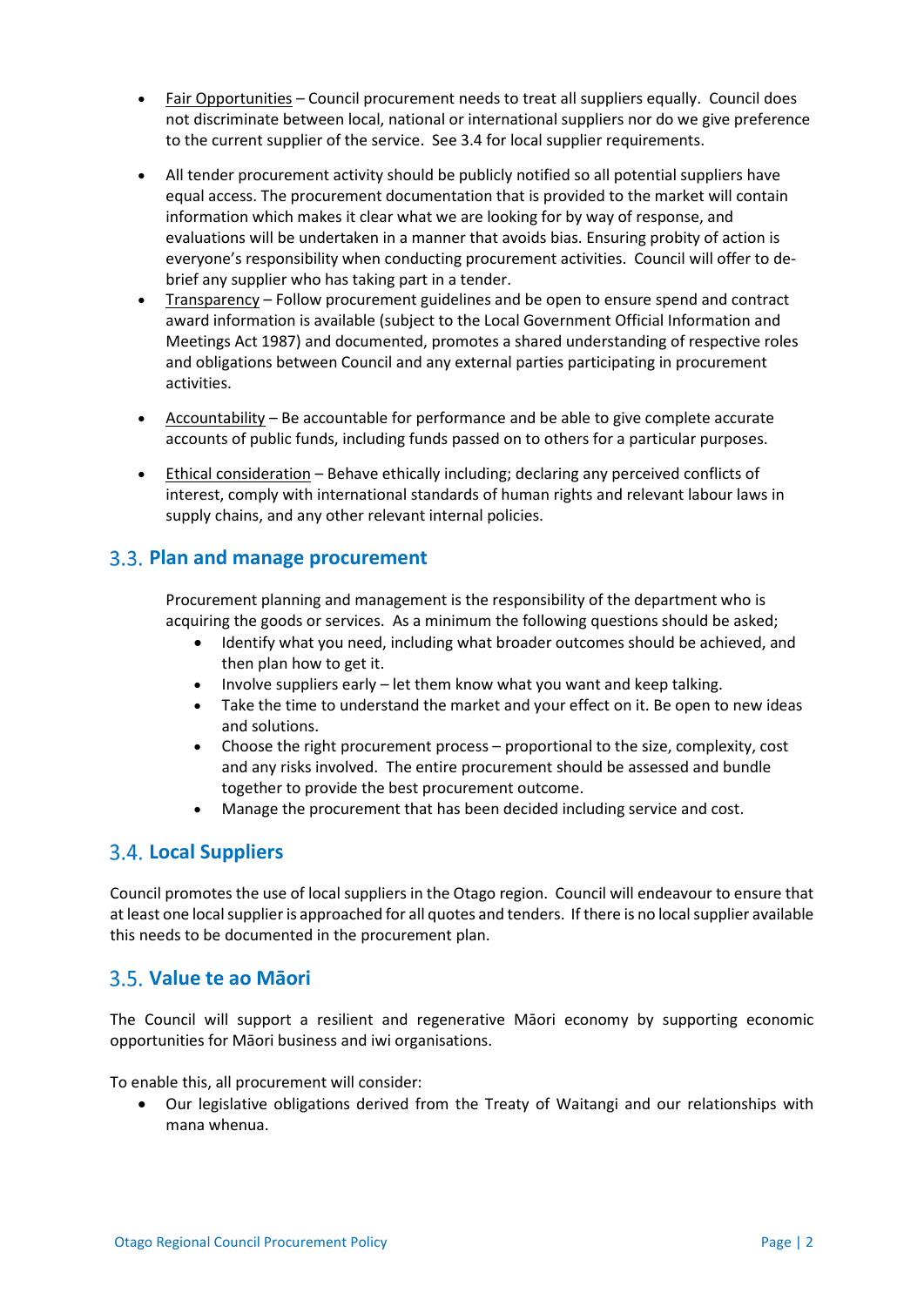- Fair Opportunities – Council procurement needs to treat all suppliers equally. Council does not discriminate between local, national or international suppliers nor do we give preference to the current supplier of the service. See 3.4 for local supplier requirements.

- All tender procurement activity should be publicly notified so all potential suppliers have equal access. The procurement documentation that is provided to the market will contain information which makes it clear what we are looking for by way of response, and evaluations will be undertaken in a manner that avoids bias. Ensuring probity of action is everyone's responsibility when conducting procurement activities. Council will offer to de-brief any supplier who has taking part in a tender.
- Transparency – Follow procurement guidelines and be open to ensure spend and contract award information is available (subject to the Local Government Official Information and Meetings Act 1987) and documented, promotes a shared understanding of respective roles and obligations between Council and any external parties participating in procurement activities.

- Accountability – Be accountable for performance and be able to give complete accurate accounts of public funds, including funds passed on to others for a particular purposes.

- Ethical consideration – Behave ethically including; declaring any perceived conflicts of interest, comply with international standards of human rights and relevant labour laws in supply chains, and any other relevant internal policies.

## 3.3. Plan and manage procurement

Procurement planning and management is the responsibility of the department who is acquiring the goods or services. As a minimum the following questions should be asked;

- Identify what you need, including what broader outcomes should be achieved, and then plan how to get it.
- Involve suppliers early – let them know what you want and keep talking.
- Take the time to understand the market and your effect on it. Be open to new ideas and solutions.
- Choose the right procurement process – proportional to the size, complexity, cost and any risks involved. The entire procurement should be assessed and bundle together to provide the best procurement outcome.
- Manage the procurement that has been decided including service and cost.

## 3.4. Local Suppliers

Council promotes the use of local suppliers in the Otago region. Council will endeavour to ensure that at least one local supplier is approached for all quotes and tenders. If there is no local supplier available this needs to be documented in the procurement plan.

## 3.5. Value te ao Māori

The Council will support a resilient and regenerative Māori economy by supporting economic opportunities for Māori business and iwi organisations.

To enable this, all procurement will consider:

- Our legislative obligations derived from the Treaty of Waitangi and our relationships with mana whenua.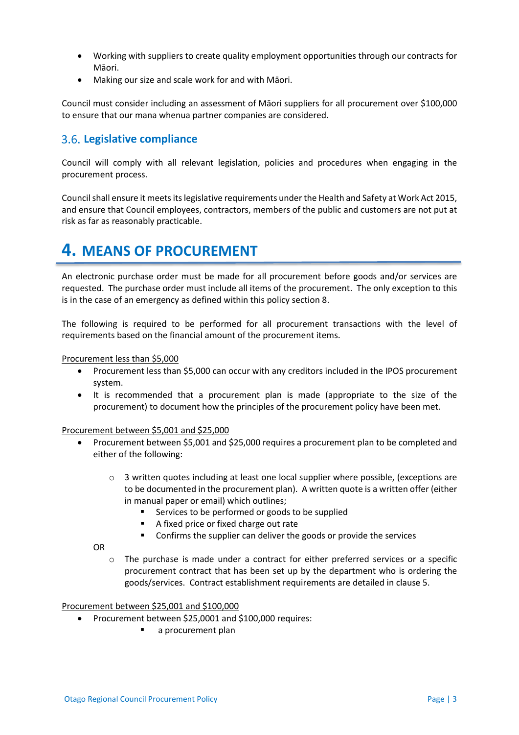- Working with suppliers to create quality employment opportunities through our contracts for Māori.
- Making our size and scale work for and with Māori.

Council must consider including an assessment of Māori suppliers for all procurement over $100,000 to ensure that our mana whenua partner companies are considered.

## 3.6. Legislative compliance

Council will comply with all relevant legislation, policies and procedures when engaging in the procurement process.

Council shall ensure it meets its legislative requirements under the Health and Safety at Work Act 2015, and ensure that Council employees, contractors, members of the public and customers are not put at risk as far as reasonably practicable.

# 4. MEANS OF PROCUREMENT

An electronic purchase order must be made for all procurement before goods and/or services are requested. The purchase order must include all items of the procurement. The only exception to this is in the case of an emergency as defined within this policy section 8.

The following is required to be performed for all procurement transactions with the level of requirements based on the financial amount of the procurement items.

<u>Procurement less than $5,000</u>

- Procurement less than $5,000 can occur with any creditors included in the IPOS procurement system.
- It is recommended that a procurement plan is made (appropriate to the size of the procurement) to document how the principles of the procurement policy have been met.

<u>Procurement between $5,001 and $25,000</u>

- Procurement between $5,001 and $25,000 requires a procurement plan to be completed and either of the following:
    - 3 written quotes including at least one local supplier where possible, (exceptions are to be documented in the procurement plan). A written quote is a written offer (either in manual paper or email) which outlines;
        - Services to be performed or goods to be supplied
        - A fixed price or fixed charge out rate
        - Confirms the supplier can deliver the goods or provide the services

    OR

    - The purchase is made under a contract for either preferred services or a specific procurement contract that has been set up by the department who is ordering the goods/services. Contract establishment requirements are detailed in clause 5.

<u>Procurement between $25,001 and $100,000</u>

- Procurement between $25,0001 and $100,000 requires:
    - a procurement plan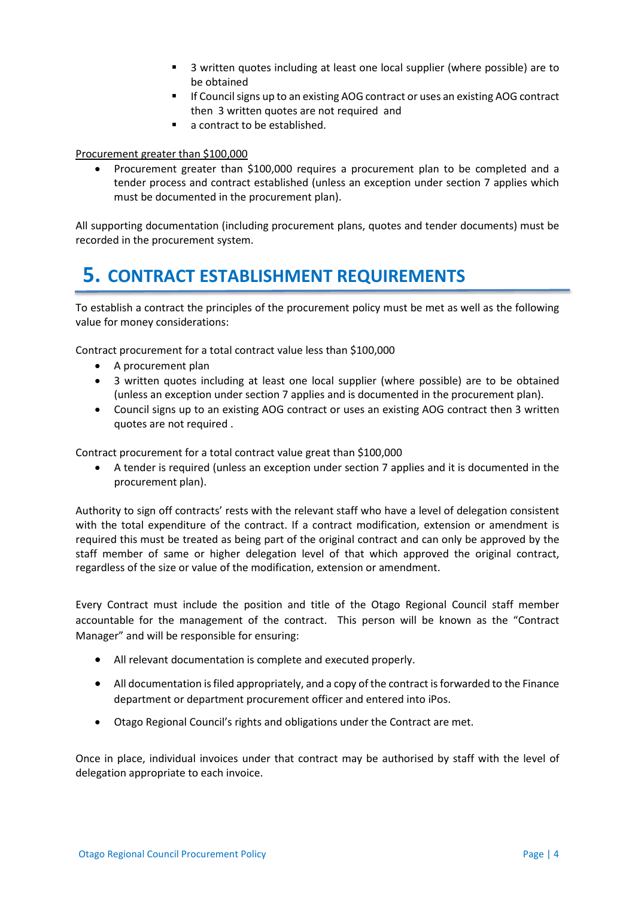- 3 written quotes including at least one local supplier (where possible) are to be obtained
- If Council signs up to an existing AOG contract or uses an existing AOG contract then 3 written quotes are not required and
- a contract to be established.

<u>Procurement greater than $100,000</u>

- Procurement greater than $100,000 requires a procurement plan to be completed and a tender process and contract established (unless an exception under section 7 applies which must be documented in the procurement plan).

All supporting documentation (including procurement plans, quotes and tender documents) must be recorded in the procurement system.

# 5. CONTRACT ESTABLISHMENT REQUIREMENTS

To establish a contract the principles of the procurement policy must be met as well as the following value for money considerations:

Contract procurement for a total contract value less than $100,000

- A procurement plan
- 3 written quotes including at least one local supplier (where possible) are to be obtained (unless an exception under section 7 applies and is documented in the procurement plan).
- Council signs up to an existing AOG contract or uses an existing AOG contract then 3 written quotes are not required .

Contract procurement for a total contract value great than $100,000

- A tender is required (unless an exception under section 7 applies and it is documented in the procurement plan).

Authority to sign off contracts' rests with the relevant staff who have a level of delegation consistent with the total expenditure of the contract. If a contract modification, extension or amendment is required this must be treated as being part of the original contract and can only be approved by the staff member of same or higher delegation level of that which approved the original contract, regardless of the size or value of the modification, extension or amendment.

Every Contract must include the position and title of the Otago Regional Council staff member accountable for the management of the contract. This person will be known as the "Contract Manager" and will be responsible for ensuring:

- All relevant documentation is complete and executed properly.
- All documentation is filed appropriately, and a copy of the contract is forwarded to the Finance department or department procurement officer and entered into iPos.
- Otago Regional Council's rights and obligations under the Contract are met.

Once in place, individual invoices under that contract may be authorised by staff with the level of delegation appropriate to each invoice.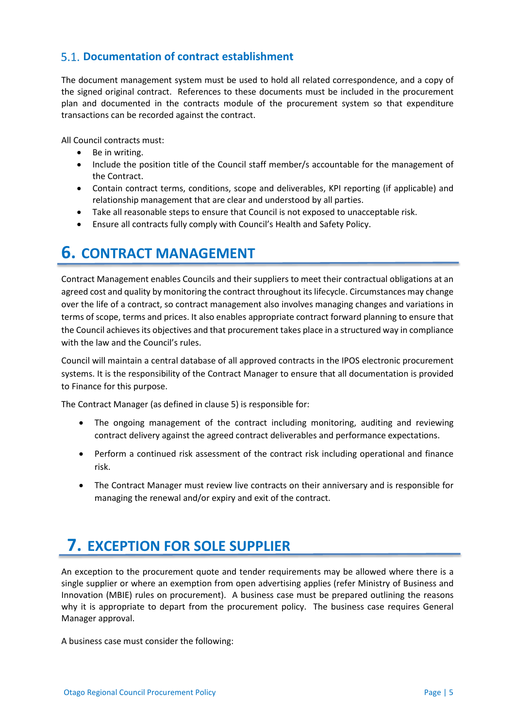### 5.1. Documentation of contract establishment

The document management system must be used to hold all related correspondence, and a copy of the signed original contract. References to these documents must be included in the procurement plan and documented in the contracts module of the procurement system so that expenditure transactions can be recorded against the contract.

All Council contracts must:

- Be in writing.
- Include the position title of the Council staff member/s accountable for the management of the Contract.
- Contain contract terms, conditions, scope and deliverables, KPI reporting (if applicable) and relationship management that are clear and understood by all parties.
- Take all reasonable steps to ensure that Council is not exposed to unacceptable risk.
- Ensure all contracts fully comply with Council's Health and Safety Policy.

# 6. CONTRACT MANAGEMENT

Contract Management enables Councils and their suppliers to meet their contractual obligations at an agreed cost and quality by monitoring the contract throughout its lifecycle. Circumstances may change over the life of a contract, so contract management also involves managing changes and variations in terms of scope, terms and prices. It also enables appropriate contract forward planning to ensure that the Council achieves its objectives and that procurement takes place in a structured way in compliance with the law and the Council's rules.

Council will maintain a central database of all approved contracts in the IPOS electronic procurement systems. It is the responsibility of the Contract Manager to ensure that all documentation is provided to Finance for this purpose.

The Contract Manager (as defined in clause 5) is responsible for:

- The ongoing management of the contract including monitoring, auditing and reviewing contract delivery against the agreed contract deliverables and performance expectations.
- Perform a continued risk assessment of the contract risk including operational and finance risk.
- The Contract Manager must review live contracts on their anniversary and is responsible for managing the renewal and/or expiry and exit of the contract.

# 7. EXCEPTION FOR SOLE SUPPLIER

An exception to the procurement quote and tender requirements may be allowed where there is a single supplier or where an exemption from open advertising applies (refer Ministry of Business and Innovation (MBIE) rules on procurement). A business case must be prepared outlining the reasons why it is appropriate to depart from the procurement policy. The business case requires General Manager approval.

A business case must consider the following: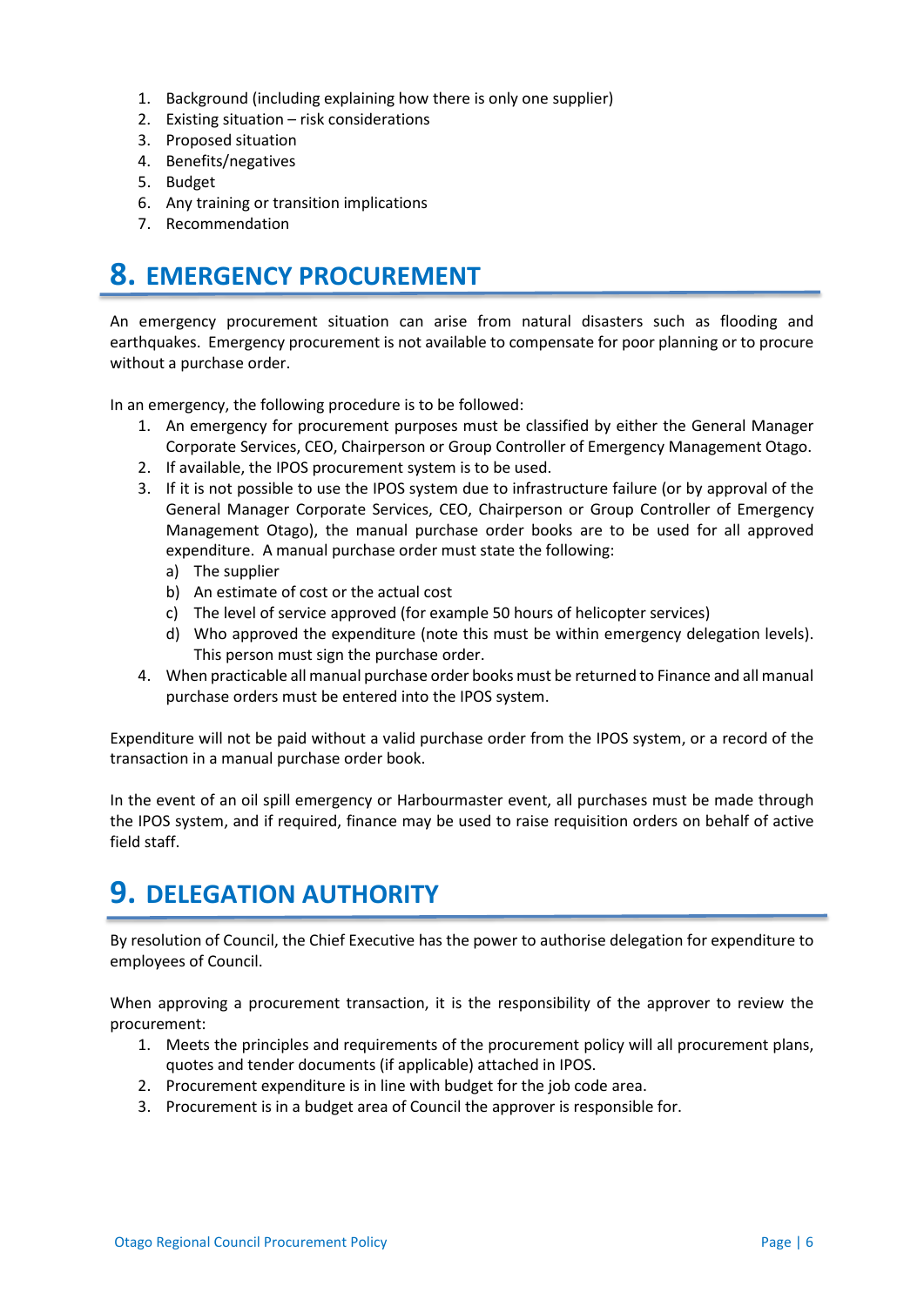1. Background (including explaining how there is only one supplier)
2. Existing situation – risk considerations
3. Proposed situation
4. Benefits/negatives
5. Budget
6. Any training or transition implications
7. Recommendation

# 8. EMERGENCY PROCUREMENT

An emergency procurement situation can arise from natural disasters such as flooding and earthquakes. Emergency procurement is not available to compensate for poor planning or to procure without a purchase order.

In an emergency, the following procedure is to be followed:

1. An emergency for procurement purposes must be classified by either the General Manager Corporate Services, CEO, Chairperson or Group Controller of Emergency Management Otago.
2. If available, the IPOS procurement system is to be used.
3. If it is not possible to use the IPOS system due to infrastructure failure (or by approval of the General Manager Corporate Services, CEO, Chairperson or Group Controller of Emergency Management Otago), the manual purchase order books are to be used for all approved expenditure. A manual purchase order must state the following:
   a) The supplier
   b) An estimate of cost or the actual cost
   c) The level of service approved (for example 50 hours of helicopter services)
   d) Who approved the expenditure (note this must be within emergency delegation levels). This person must sign the purchase order.
4. When practicable all manual purchase order books must be returned to Finance and all manual purchase orders must be entered into the IPOS system.

Expenditure will not be paid without a valid purchase order from the IPOS system, or a record of the transaction in a manual purchase order book.

In the event of an oil spill emergency or Harbourmaster event, all purchases must be made through the IPOS system, and if required, finance may be used to raise requisition orders on behalf of active field staff.

# 9. DELEGATION AUTHORITY

By resolution of Council, the Chief Executive has the power to authorise delegation for expenditure to employees of Council.

When approving a procurement transaction, it is the responsibility of the approver to review the procurement:

1. Meets the principles and requirements of the procurement policy will all procurement plans, quotes and tender documents (if applicable) attached in IPOS.
2. Procurement expenditure is in line with budget for the job code area.
3. Procurement is in a budget area of Council the approver is responsible for.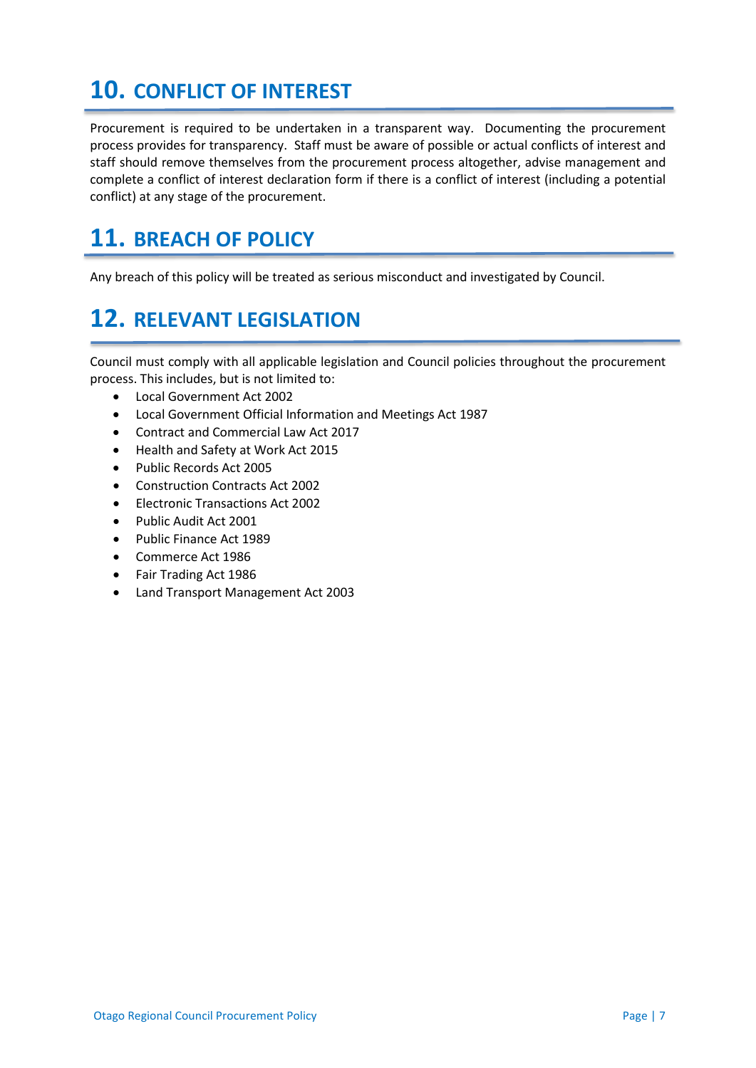# 10. CONFLICT OF INTEREST

Procurement is required to be undertaken in a transparent way. Documenting the procurement process provides for transparency. Staff must be aware of possible or actual conflicts of interest and staff should remove themselves from the procurement process altogether, advise management and complete a conflict of interest declaration form if there is a conflict of interest (including a potential conflict) at any stage of the procurement.

# 11. BREACH OF POLICY

Any breach of this policy will be treated as serious misconduct and investigated by Council.

# 12. RELEVANT LEGISLATION

Council must comply with all applicable legislation and Council policies throughout the procurement process. This includes, but is not limited to:

- Local Government Act 2002
- Local Government Official Information and Meetings Act 1987
- Contract and Commercial Law Act 2017
- Health and Safety at Work Act 2015
- Public Records Act 2005
- Construction Contracts Act 2002
- Electronic Transactions Act 2002
- Public Audit Act 2001
- Public Finance Act 1989
- Commerce Act 1986
- Fair Trading Act 1986
- Land Transport Management Act 2003